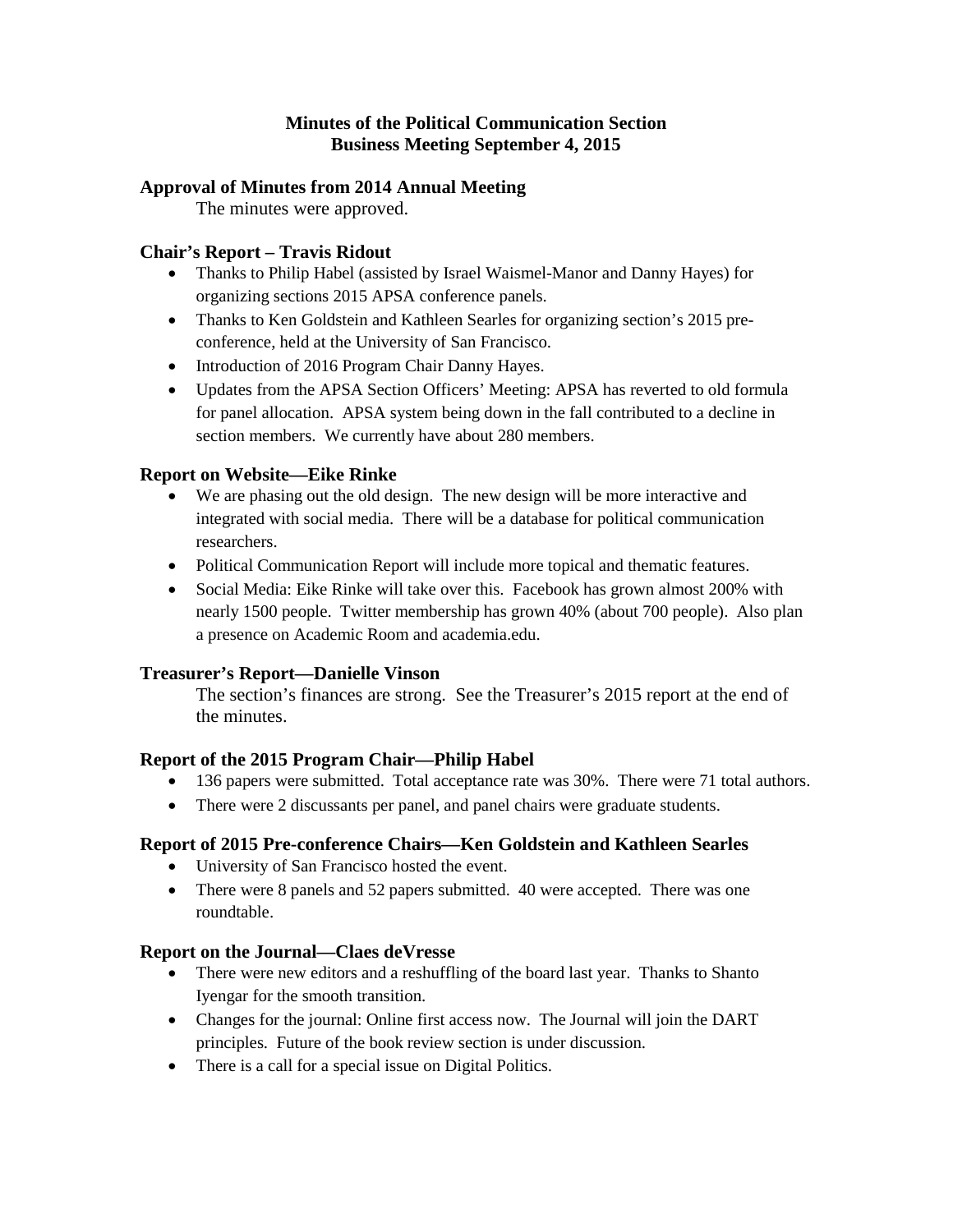# Minutes of the Political Communication Section
# Business Meeting September 4, 2015

## Approval of Minutes from 2014 Annual Meeting

The minutes were approved.

## Chair's Report – Travis Ridout

- Thanks to Philip Habel (assisted by Israel Waismel-Manor and Danny Hayes) for organizing sections 2015 APSA conference panels.
- Thanks to Ken Goldstein and Kathleen Searles for organizing section's 2015 pre-conference, held at the University of San Francisco.
- Introduction of 2016 Program Chair Danny Hayes.
- Updates from the APSA Section Officers' Meeting: APSA has reverted to old formula for panel allocation. APSA system being down in the fall contributed to a decline in section members. We currently have about 280 members.

## Report on Website—Eike Rinke

- We are phasing out the old design. The new design will be more interactive and integrated with social media. There will be a database for political communication researchers.
- Political Communication Report will include more topical and thematic features.
- Social Media: Eike Rinke will take over this. Facebook has grown almost 200% with nearly 1500 people. Twitter membership has grown 40% (about 700 people). Also plan a presence on Academic Room and academia.edu.

## Treasurer's Report—Danielle Vinson

The section's finances are strong. See the Treasurer's 2015 report at the end of the minutes.

## Report of the 2015 Program Chair—Philip Habel

- 136 papers were submitted. Total acceptance rate was 30%. There were 71 total authors.
- There were 2 discussants per panel, and panel chairs were graduate students.

## Report of 2015 Pre-conference Chairs—Ken Goldstein and Kathleen Searles

- University of San Francisco hosted the event.
- There were 8 panels and 52 papers submitted. 40 were accepted. There was one roundtable.

## Report on the Journal—Claes deVresse

- There were new editors and a reshuffling of the board last year. Thanks to Shanto Iyengar for the smooth transition.
- Changes for the journal: Online first access now. The Journal will join the DART principles. Future of the book review section is under discussion.
- There is a call for a special issue on Digital Politics.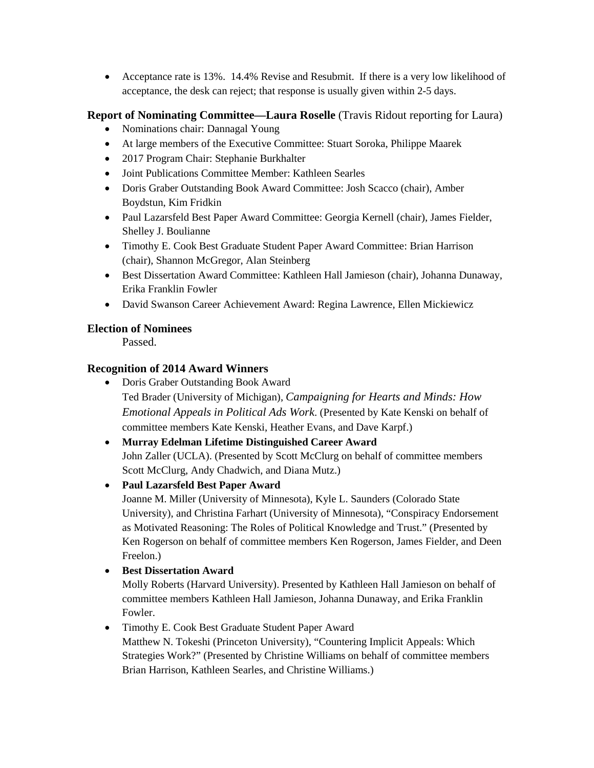- Acceptance rate is 13%. 14.4% Revise and Resubmit. If there is a very low likelihood of acceptance, the desk can reject; that response is usually given within 2-5 days.

### **Report of Nominating Committee—Laura Roselle** (Travis Ridout reporting for Laura)

- Nominations chair: Dannagal Young
- At large members of the Executive Committee: Stuart Soroka, Philippe Maarek
- 2017 Program Chair: Stephanie Burkhalter
- Joint Publications Committee Member: Kathleen Searles
- Doris Graber Outstanding Book Award Committee: Josh Scacco (chair), Amber Boydstun, Kim Fridkin
- Paul Lazarsfeld Best Paper Award Committee: Georgia Kernell (chair), James Fielder, Shelley J. Boulianne
- Timothy E. Cook Best Graduate Student Paper Award Committee: Brian Harrison (chair), Shannon McGregor, Alan Steinberg
- Best Dissertation Award Committee: Kathleen Hall Jamieson (chair), Johanna Dunaway, Erika Franklin Fowler
- David Swanson Career Achievement Award: Regina Lawrence, Ellen Mickiewicz

### **Election of Nominees**

Passed.

### **Recognition of 2014 Award Winners**

- Doris Graber Outstanding Book Award
  Ted Brader (University of Michigan), *Campaigning for Hearts and Minds: How Emotional Appeals in Political Ads Work*. (Presented by Kate Kenski on behalf of committee members Kate Kenski, Heather Evans, and Dave Karpf.)
- **Murray Edelman Lifetime Distinguished Career Award**
  John Zaller (UCLA). (Presented by Scott McClurg on behalf of committee members Scott McClurg, Andy Chadwich, and Diana Mutz.)
- **Paul Lazarsfeld Best Paper Award**
  Joanne M. Miller (University of Minnesota), Kyle L. Saunders (Colorado State University), and Christina Farhart (University of Minnesota), "Conspiracy Endorsement as Motivated Reasoning: The Roles of Political Knowledge and Trust." (Presented by Ken Rogerson on behalf of committee members Ken Rogerson, James Fielder, and Deen Freelon.)
- **Best Dissertation Award**
  Molly Roberts (Harvard University). Presented by Kathleen Hall Jamieson on behalf of committee members Kathleen Hall Jamieson, Johanna Dunaway, and Erika Franklin Fowler.
- Timothy E. Cook Best Graduate Student Paper Award
  Matthew N. Tokeshi (Princeton University), "Countering Implicit Appeals: Which Strategies Work?" (Presented by Christine Williams on behalf of committee members Brian Harrison, Kathleen Searles, and Christine Williams.)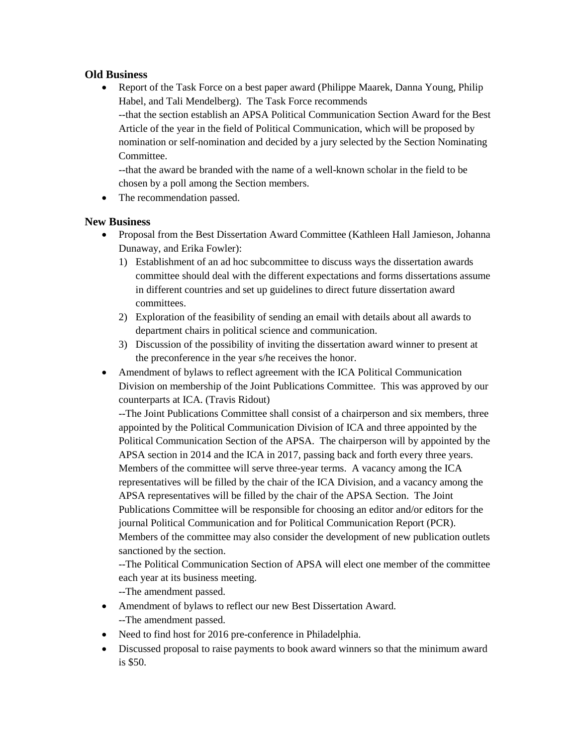### Old Business

- Report of the Task Force on a best paper award (Philippe Maarek, Danna Young, Philip Habel, and Tali Mendelberg). The Task Force recommends
  --that the section establish an APSA Political Communication Section Award for the Best Article of the year in the field of Political Communication, which will be proposed by nomination or self-nomination and decided by a jury selected by the Section Nominating Committee.
  --that the award be branded with the name of a well-known scholar in the field to be chosen by a poll among the Section members.
- The recommendation passed.

### New Business

- Proposal from the Best Dissertation Award Committee (Kathleen Hall Jamieson, Johanna Dunaway, and Erika Fowler):
  1) Establishment of an ad hoc subcommittee to discuss ways the dissertation awards committee should deal with the different expectations and forms dissertations assume in different countries and set up guidelines to direct future dissertation award committees.
  2) Exploration of the feasibility of sending an email with details about all awards to department chairs in political science and communication.
  3) Discussion of the possibility of inviting the dissertation award winner to present at the preconference in the year s/he receives the honor.
- Amendment of bylaws to reflect agreement with the ICA Political Communication Division on membership of the Joint Publications Committee. This was approved by our counterparts at ICA. (Travis Ridout)
  --The Joint Publications Committee shall consist of a chairperson and six members, three appointed by the Political Communication Division of ICA and three appointed by the Political Communication Section of the APSA. The chairperson will by appointed by the APSA section in 2014 and the ICA in 2017, passing back and forth every three years. Members of the committee will serve three-year terms. A vacancy among the ICA representatives will be filled by the chair of the ICA Division, and a vacancy among the APSA representatives will be filled by the chair of the APSA Section. The Joint Publications Committee will be responsible for choosing an editor and/or editors for the journal Political Communication and for Political Communication Report (PCR). Members of the committee may also consider the development of new publication outlets sanctioned by the section.
  --The Political Communication Section of APSA will elect one member of the committee each year at its business meeting.
  --The amendment passed.
- Amendment of bylaws to reflect our new Best Dissertation Award.
  --The amendment passed.
- Need to find host for 2016 pre-conference in Philadelphia.
- Discussed proposal to raise payments to book award winners so that the minimum award is $50.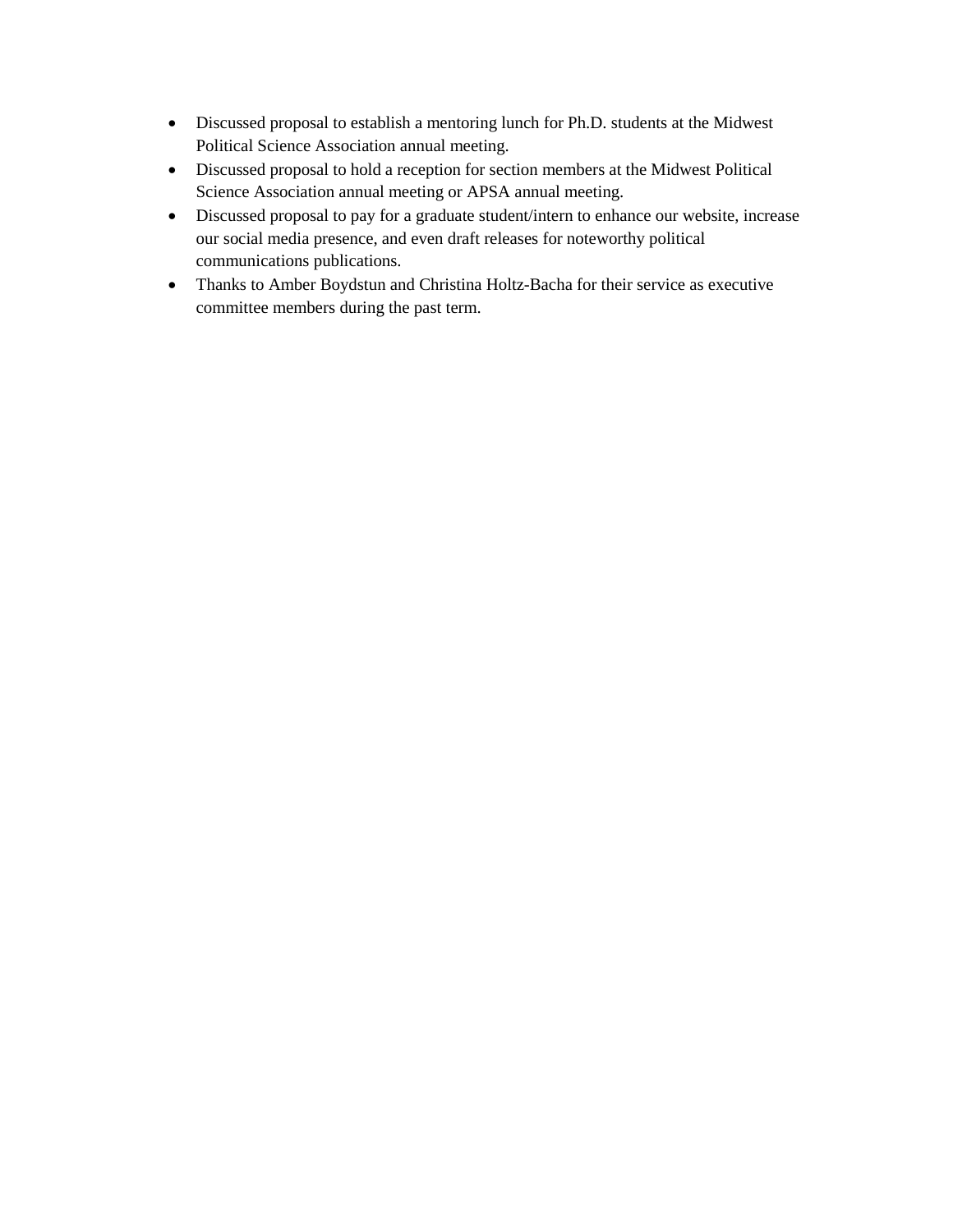- Discussed proposal to establish a mentoring lunch for Ph.D. students at the Midwest Political Science Association annual meeting.
- Discussed proposal to hold a reception for section members at the Midwest Political Science Association annual meeting or APSA annual meeting.
- Discussed proposal to pay for a graduate student/intern to enhance our website, increase our social media presence, and even draft releases for noteworthy political communications publications.
- Thanks to Amber Boydstun and Christina Holtz-Bacha for their service as executive committee members during the past term.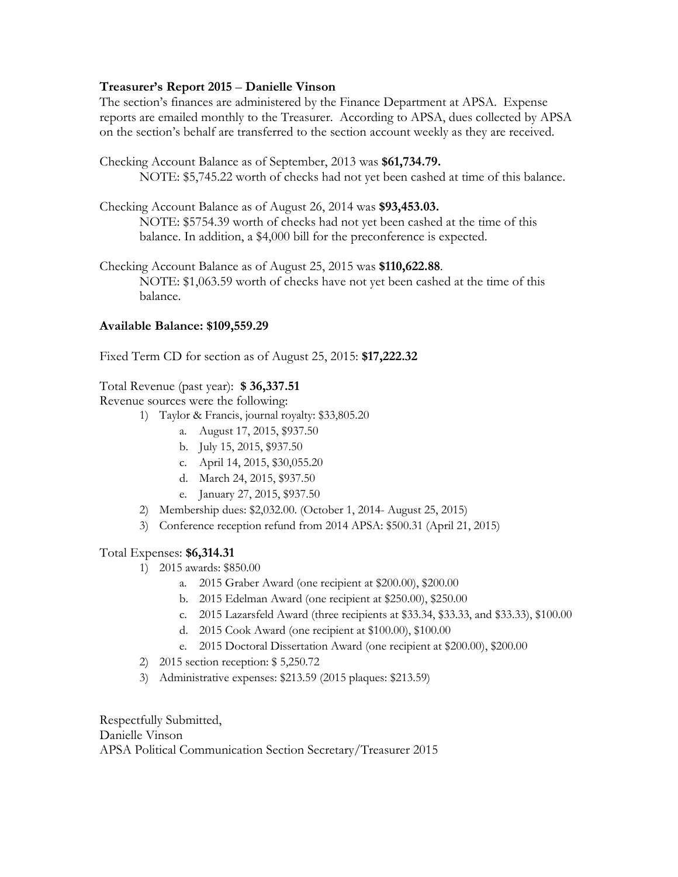**Treasurer's Report 2015 – Danielle Vinson**

The section's finances are administered by the Finance Department at APSA. Expense reports are emailed monthly to the Treasurer. According to APSA, dues collected by APSA on the section's behalf are transferred to the section account weekly as they are received.

Checking Account Balance as of September, 2013 was **$61,734.79.**

NOTE: $5,745.22 worth of checks had not yet been cashed at time of this balance.

Checking Account Balance as of August 26, 2014 was **$93,453.03.**

NOTE: $5754.39 worth of checks had not yet been cashed at the time of this balance. In addition, a $4,000 bill for the preconference is expected.

Checking Account Balance as of August 25, 2015 was **$110,622.88**.

NOTE: $1,063.59 worth of checks have not yet been cashed at the time of this balance.

**Available Balance: $109,559.29**

Fixed Term CD for section as of August 25, 2015: **$17,222.32**

Total Revenue (past year): **$ 36,337.51**

Revenue sources were the following:

1) Taylor & Francis, journal royalty: $33,805.20
    a. August 17, 2015, $937.50
    b. July 15, 2015, $937.50
    c. April 14, 2015, $30,055.20
    d. March 24, 2015, $937.50
    e. January 27, 2015, $937.50
2) Membership dues: $2,032.00. (October 1, 2014- August 25, 2015)
3) Conference reception refund from 2014 APSA: $500.31 (April 21, 2015)

Total Expenses: **$6,314.31**

1) 2015 awards: $850.00
    a. 2015 Graber Award (one recipient at $200.00), $200.00
    b. 2015 Edelman Award (one recipient at $250.00), $250.00
    c. 2015 Lazarsfeld Award (three recipients at $33.34, $33.33, and $33.33), $100.00
    d. 2015 Cook Award (one recipient at $100.00), $100.00
    e. 2015 Doctoral Dissertation Award (one recipient at $200.00), $200.00
2) 2015 section reception: $ 5,250.72
3) Administrative expenses: $213.59 (2015 plaques: $213.59)

Respectfully Submitted,
Danielle Vinson
APSA Political Communication Section Secretary/Treasurer 2015